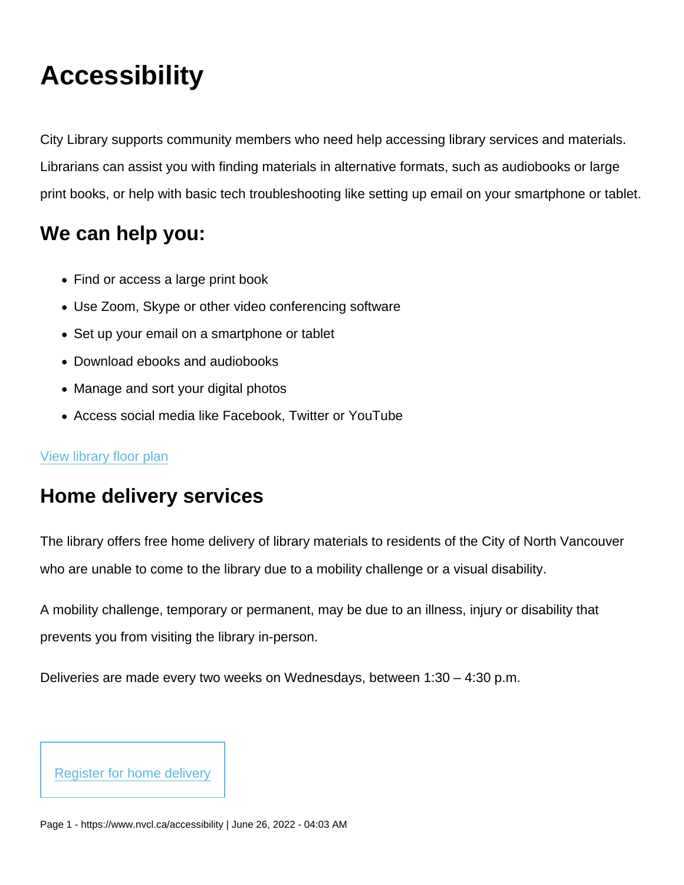# Accessibility

City Library supports community members who need help accessing library services and materials. Librarians can assist you with finding materials in alternative formats, such as audiobooks or large print books, or help with basic tech troubleshooting like setting up email on your smartphone or tablet.

## We can help you:

- Find or access a large print book
- Use Zoom, Skype or other video conferencing software
- Set up your email on a smartphone or tablet
- Download ebooks and audiobooks
- Manage and sort your digital photos
- Access social media like Facebook, Twitter or YouTube

View library floor plan

## Home delivery services

The library offers free home delivery of library materials to residents of the City of North Vancouver who are unable to come to the library due to a mobility challenge or a visual disability.

A mobility challenge, temporary or permanent, may be due to an illness, injury or disability that prevents you from visiting the library in-person.

Deliveries are made every two weeks on Wednesdays, between 1:30 – 4:30 p.m.

Register for home delivery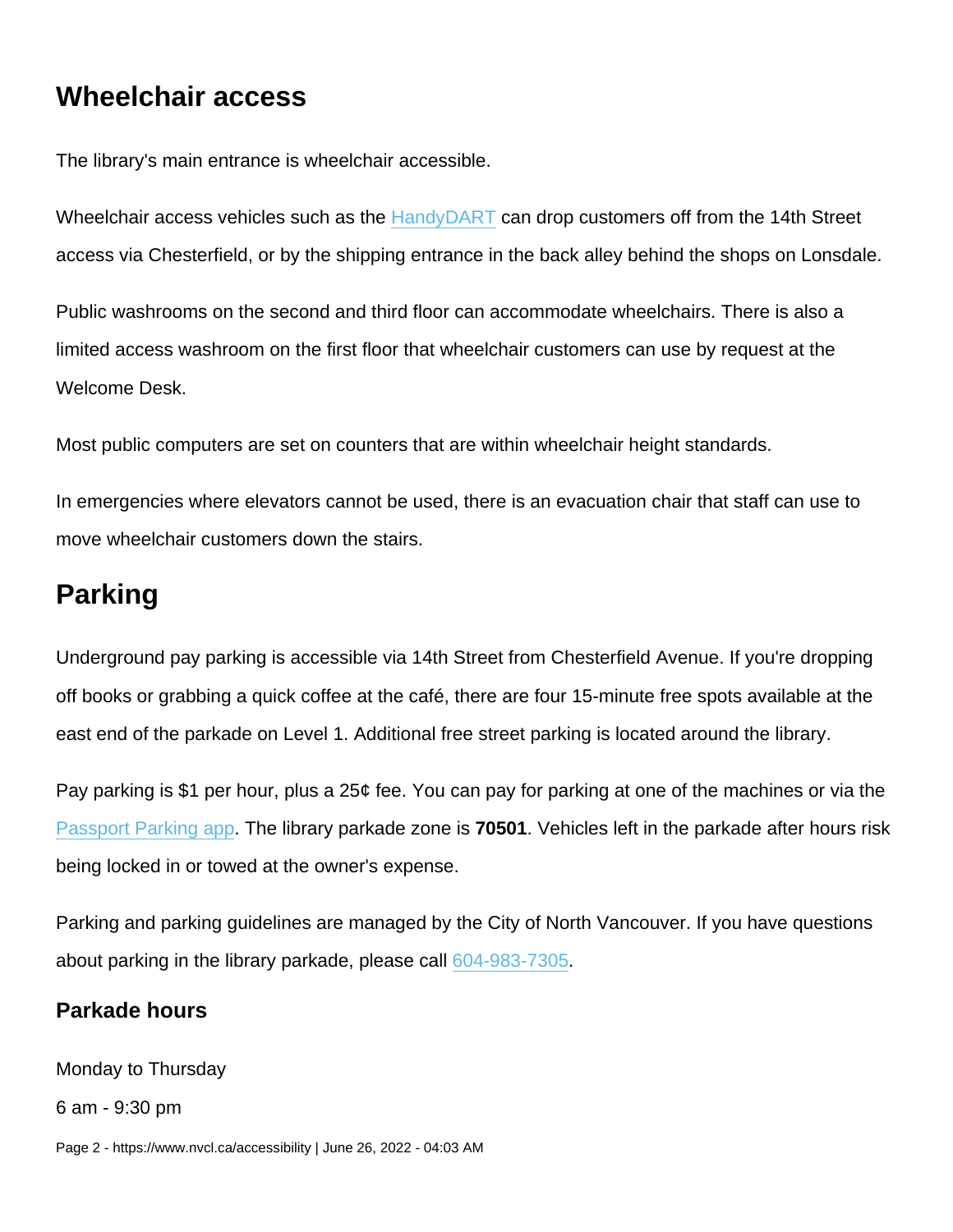## Wheelchair access

The library's main entrance is wheelchair accessible.

Wheelchair access vehicles such as the HandyDART can drop customers off from the 14th Street access via Chesterfield, or by the shipping entrance in the back alley behind the shops on Lonsdale.

Public washrooms on the second and third floor can accommodate wheelchairs. There is also a limited access washroom on the first floor that wheelchair customers can use by request at the Welcome Desk.

Most public computers are set on counters that are within wheelchair height standards.

In emergencies where elevators cannot be used, there is an evacuation chair that staff can use to move wheelchair customers down the stairs.

## Parking

Underground pay parking is accessible via 14th Street from Chesterfield Avenue. If you're dropping off books or grabbing a quick coffee at the café, there are four 15-minute free spots available at the east end of the parkade on Level 1. Additional free street parking is located around the library.

Pay parking is $1 per hour, plus a 25¢ fee. You can pay for parking at one of the machines or via the Passport Parking app. The library parkade zone is **70501**. Vehicles left in the parkade after hours risk being locked in or towed at the owner's expense.

Parking and parking guidelines are managed by the City of North Vancouver. If you have questions about parking in the library parkade, please call 604-983-7305.

### Parkade hours

Monday to Thursday

6 am - 9:30 pm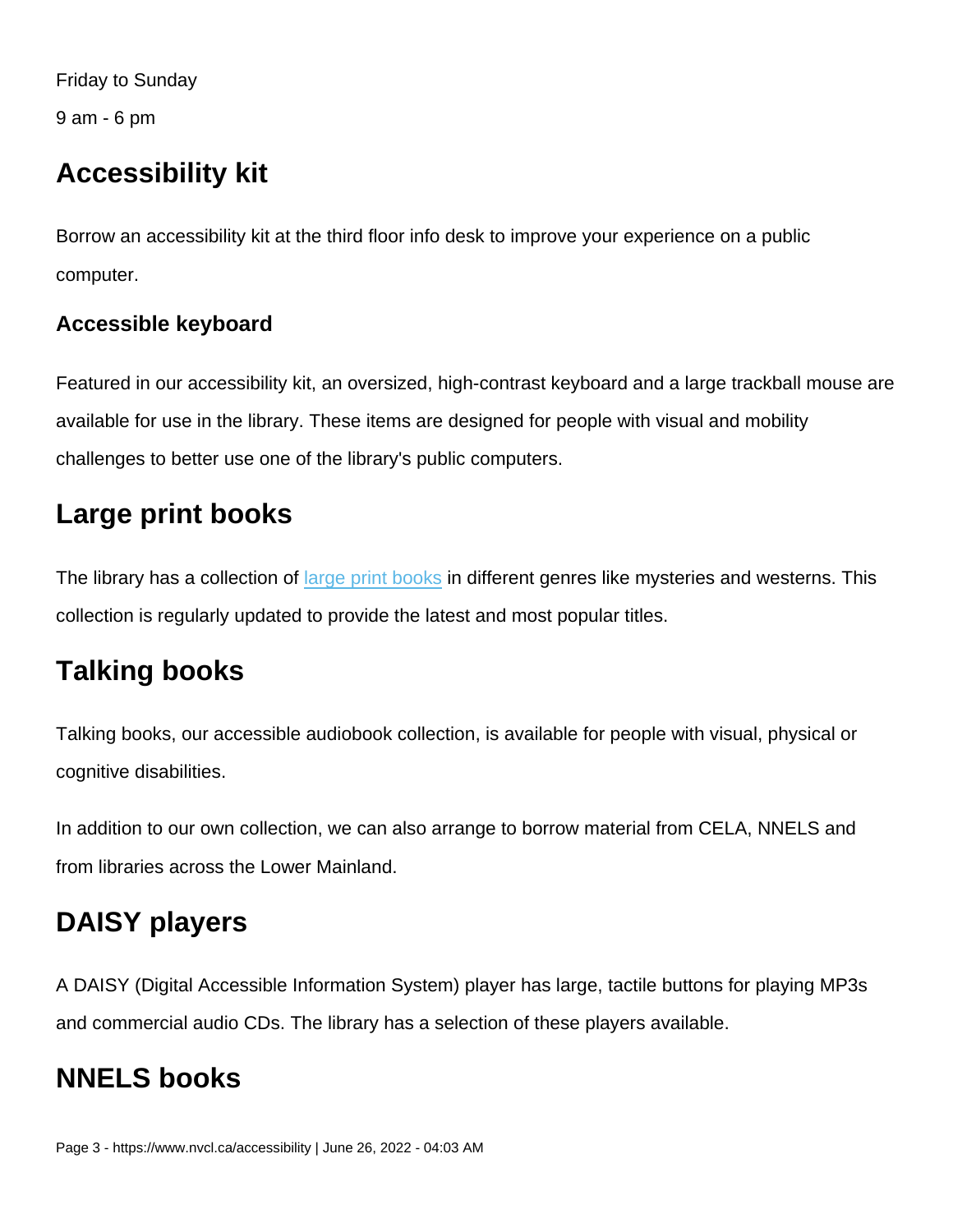Friday to Sunday

9 am - 6 pm

## Accessibility kit

Borrow an accessibility kit at the third floor info desk to improve your experience on a public computer.

### Accessible keyboard

Featured in our accessibility kit, an oversized, high-contrast keyboard and a large trackball mouse are available for use in the library. These items are designed for people with visual and mobility challenges to better use one of the library's public computers.

## Large print books

The library has a collection of large print books in different genres like mysteries and westerns. This collection is regularly updated to provide the latest and most popular titles.

## Talking books

Talking books, our accessible audiobook collection, is available for people with visual, physical or cognitive disabilities.

In addition to our own collection, we can also arrange to borrow material from CELA, NNELS and from libraries across the Lower Mainland.

## DAISY players

A DAISY (Digital Accessible Information System) player has large, tactile buttons for playing MP3s and commercial audio CDs. The library has a selection of these players available.

## NNELS books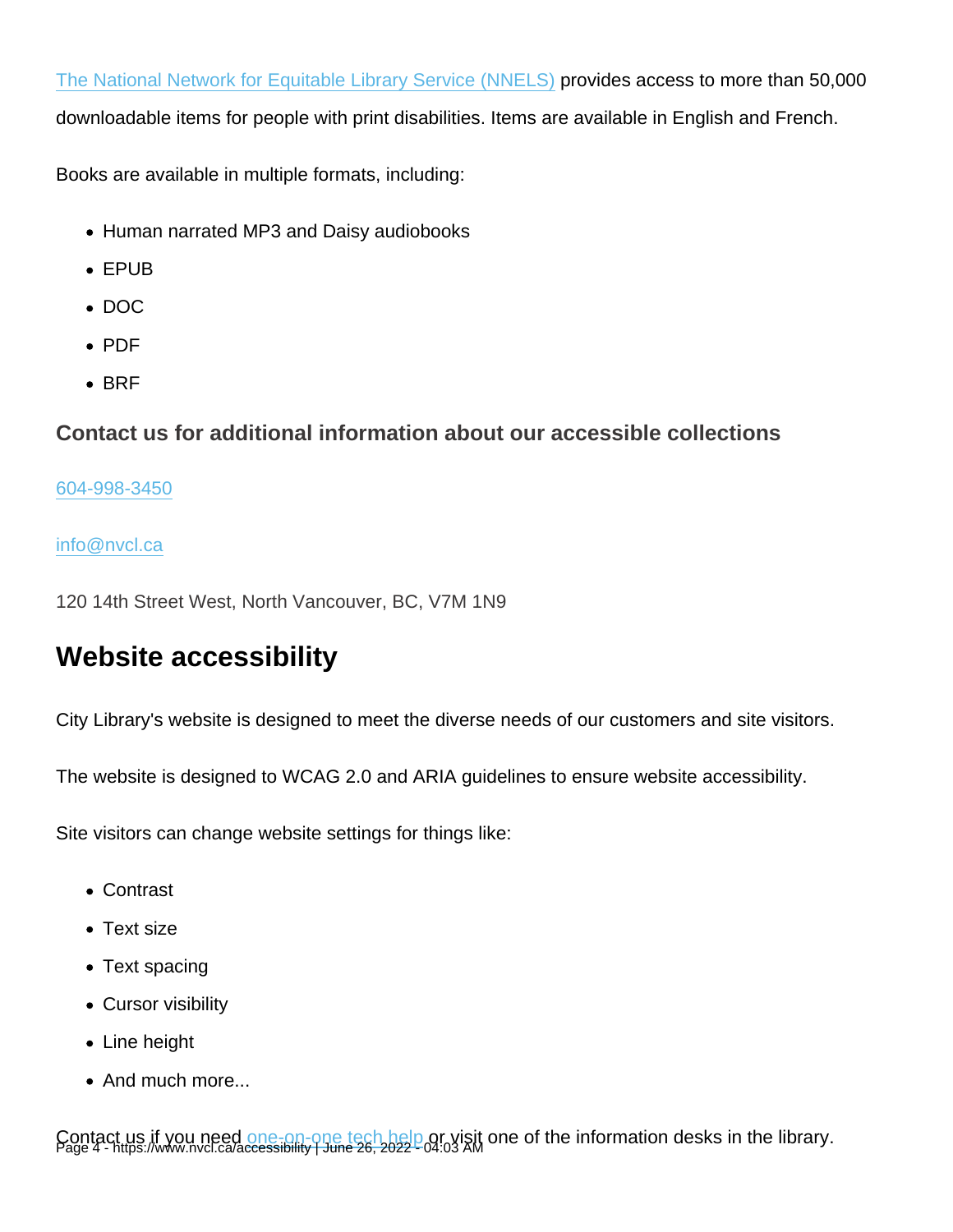The National Network for Equitable Library Service (NNELS) provides access to more than 50,000 downloadable items for people with print disabilities. Items are available in English and French.

Books are available in multiple formats, including:

- Human narrated MP3 and Daisy audiobooks
- EPUB
- DOC
- PDF
- BRF

### Contact us for additional information about our accessible collections

604-998-3450

info@nvcl.ca

120 14th Street West, North Vancouver, BC, V7M 1N9

## Website accessibility

City Library's website is designed to meet the diverse needs of our customers and site visitors.

The website is designed to WCAG 2.0 and ARIA guidelines to ensure website accessibility.

Site visitors can change website settings for things like:

- Contrast
- Text size
- Text spacing
- Cursor visibility
- Line height
- And much more...

Contact us if you need one-on-one tech help or visit one of the information desks in the library.